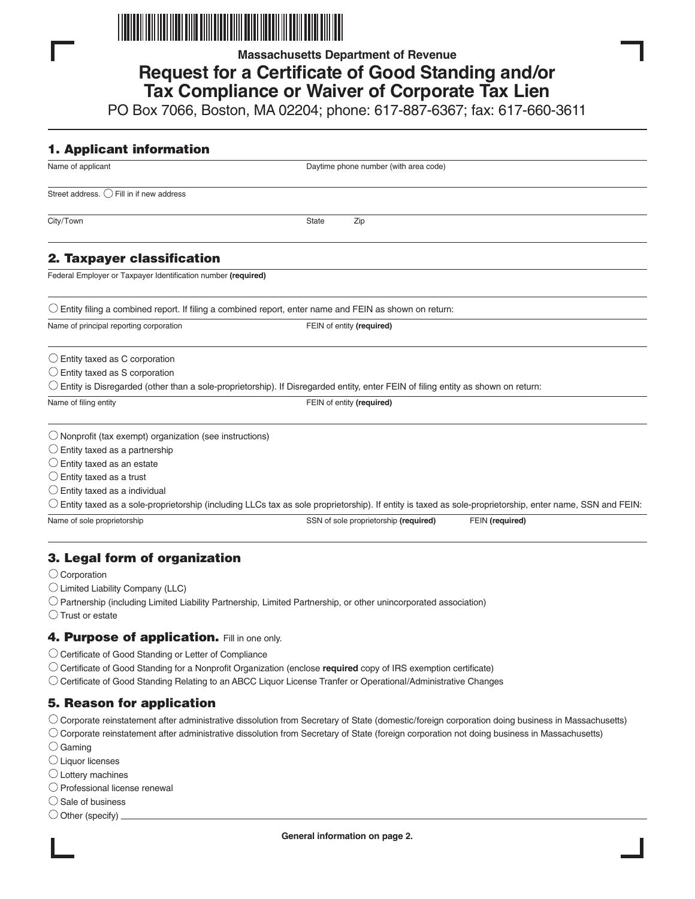Massachusetts Department of Revenue

# Request for a Certificate of Good Standing and/or Tax Compliance or Waiver of Corporate Tax Lien

PO Box 7066, Boston, MA 02204; phone: 617-887-6367; fax: 617-660-3611

## 1. Applicant information

Name of applicant

Daytime phone number (with area code)

Street address. ◯ Fill in if new address

City/Town

State

Zip

## 2. Taxpayer classification

Federal Employer or Taxpayer Identification number **(required)**

◯ Entity filing a combined report. If filing a combined report, enter name and FEIN as shown on return:

Name of principal reporting corporation

FEIN of entity **(required)**

◯ Entity taxed as C corporation

◯ Entity taxed as S corporation

◯ Entity is Disregarded (other than a sole-proprietorship). If Disregarded entity, enter FEIN of filing entity as shown on return:

Name of filing entity

FEIN of entity **(required)**

◯ Nonprofit (tax exempt) organization (see instructions)

◯ Entity taxed as a partnership

◯ Entity taxed as an estate

◯ Entity taxed as a trust

◯ Entity taxed as a individual

◯ Entity taxed as a sole-proprietorship (including LLCs tax as sole proprietorship). If entity is taxed as sole-proprietorship, enter name, SSN and FEIN:

Name of sole proprietorship

SSN of sole proprietorship **(required)**

FEIN **(required)**

## 3. Legal form of organization

◯ Corporation

◯ Limited Liability Company (LLC)

◯ Partnership (including Limited Liability Partnership, Limited Partnership, or other unincorporated association)

◯ Trust or estate

## 4. Purpose of application. Fill in one only.

◯ Certificate of Good Standing or Letter of Compliance

◯ Certificate of Good Standing for a Nonprofit Organization (enclose **required** copy of IRS exemption certificate)

◯ Certificate of Good Standing Relating to an ABCC Liquor License Tranfer or Operational/Administrative Changes

## 5. Reason for application

◯ Corporate reinstatement after administrative dissolution from Secretary of State (domestic/foreign corporation doing business in Massachusetts)

◯ Corporate reinstatement after administrative dissolution from Secretary of State (foreign corporation not doing business in Massachusetts)

◯ Gaming

◯ Liquor licenses

◯ Lottery machines

◯ Professional license renewal

◯ Sale of business

◯ Other (specify) ____________________

**General information on page 2.**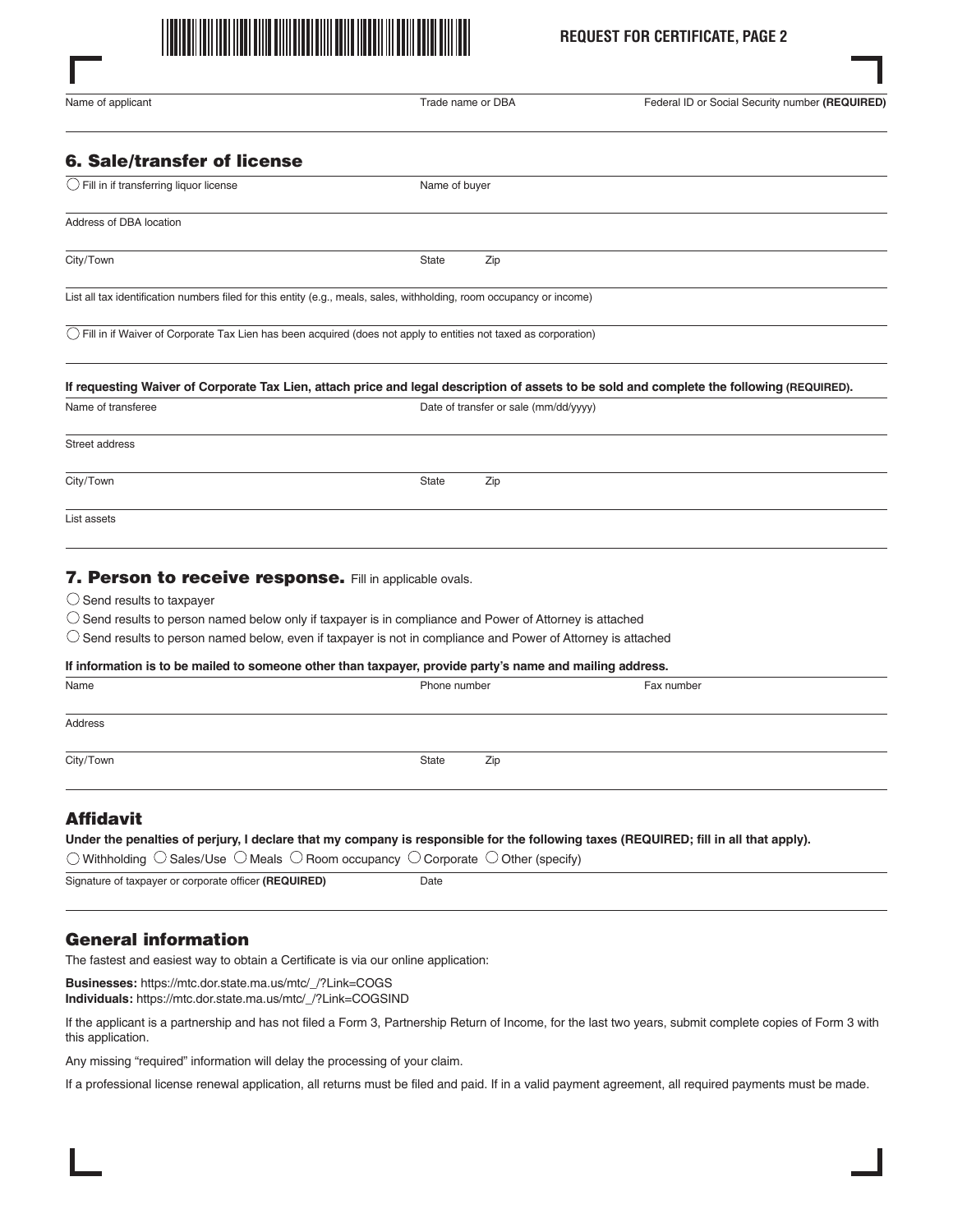REQUEST FOR CERTIFICATE, PAGE 2

| Name of applicant | Trade name or DBA | Federal ID or Social Security number **(REQUIRED)** |
|---|---|---|

## 6. Sale/transfer of license

◯ Fill in if transferring liquor license | Name of buyer

Address of DBA location

City/Town | State | Zip

List all tax identification numbers filed for this entity (e.g., meals, sales, withholding, room occupancy or income)

◯ Fill in if Waiver of Corporate Tax Lien has been acquired (does not apply to entities not taxed as corporation)

**If requesting Waiver of Corporate Tax Lien, attach price and legal description of assets to be sold and complete the following (REQUIRED).**

Name of transferee | Date of transfer or sale (mm/dd/yyyy)

Street address

City/Town | State | Zip

List assets

## 7. Person to receive response. Fill in applicable ovals.

◯ Send results to taxpayer

◯ Send results to person named below only if taxpayer is in compliance and Power of Attorney is attached

◯ Send results to person named below, even if taxpayer is not in compliance and Power of Attorney is attached

**If information is to be mailed to someone other than taxpayer, provide party's name and mailing address.**

Name | Phone number | Fax number

Address

City/Town | State | Zip

## Affidavit

**Under the penalties of perjury, I declare that my company is responsible for the following taxes (REQUIRED; fill in all that apply).**

◯ Withholding ◯ Sales/Use ◯ Meals ◯ Room occupancy ◯ Corporate ◯ Other (specify)

Signature of taxpayer or corporate officer **(REQUIRED)** | Date

## General information

The fastest and easiest way to obtain a Certificate is via our online application:

**Businesses:** https://mtc.dor.state.ma.us/mtc/_/?Link=COGS
**Individuals:** https://mtc.dor.state.ma.us/mtc/_/?Link=COGSIND

If the applicant is a partnership and has not filed a Form 3, Partnership Return of Income, for the last two years, submit complete copies of Form 3 with this application.

Any missing "required" information will delay the processing of your claim.

If a professional license renewal application, all returns must be filed and paid. If in a valid payment agreement, all required payments must be made.